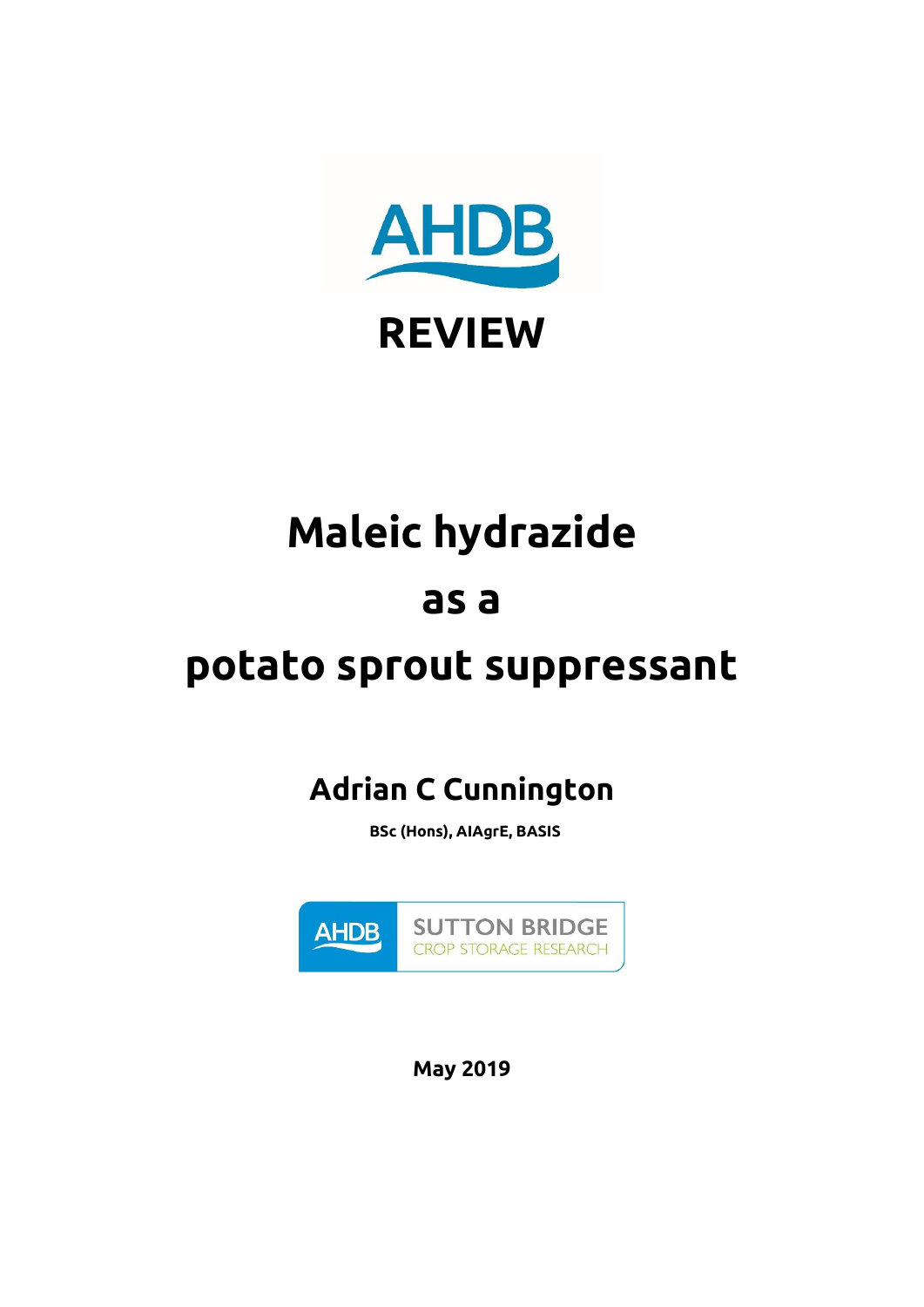AHDB

**REVIEW**

# Maleic hydrazide as a potato sprout suppressant

## Adrian C Cunnington

**BSc (Hons), AIAgrE, BASIS**

AHDB SUTTON BRIDGE CROP STORAGE RESEARCH

**May 2019**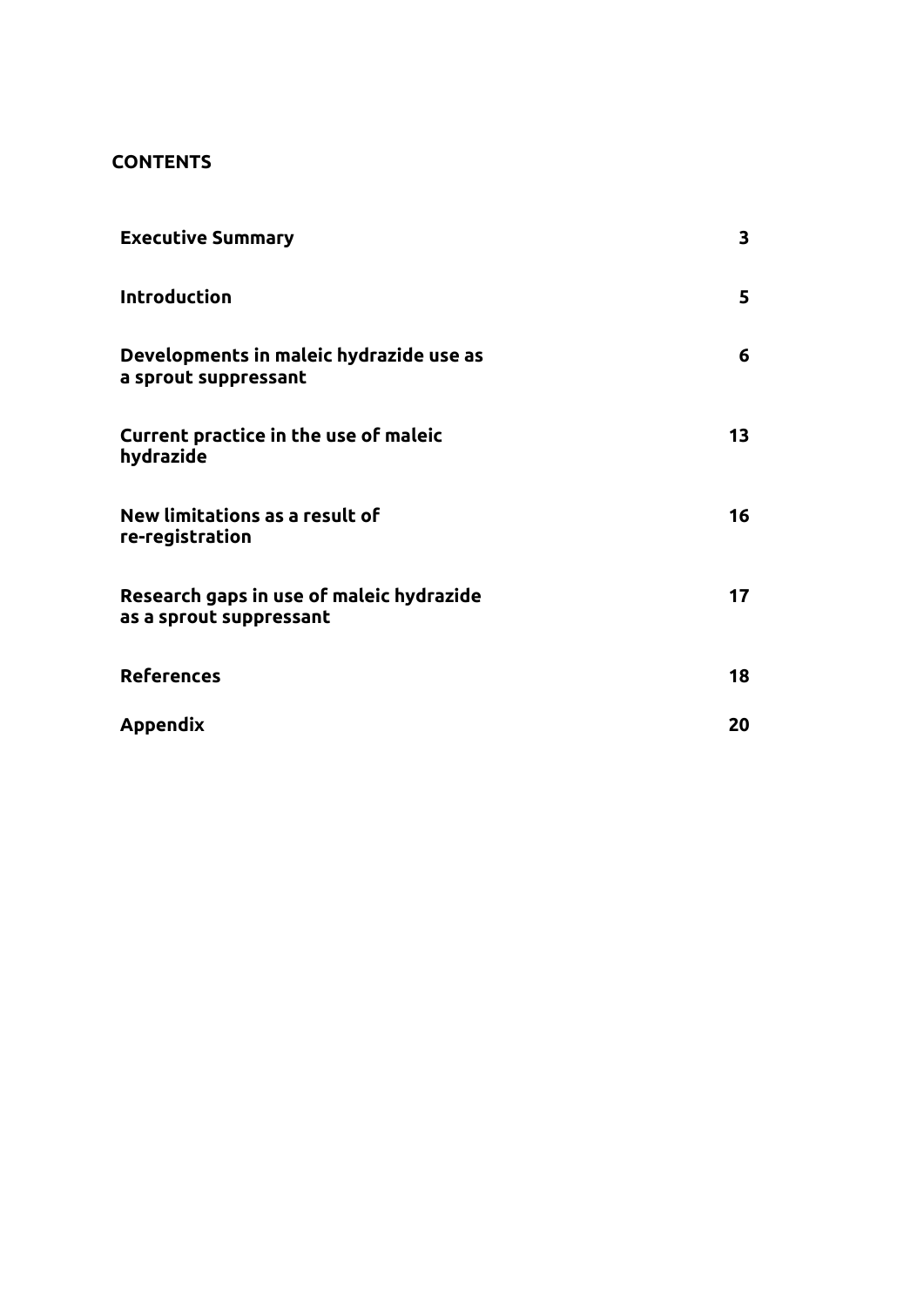## CONTENTS

| | |
|---|---|
| **Executive Summary** | **3** |
| **Introduction** | **5** |
| **Developments in maleic hydrazide use as a sprout suppressant** | **6** |
| **Current practice in the use of maleic hydrazide** | **13** |
| **New limitations as a result of re-registration** | **16** |
| **Research gaps in use of maleic hydrazide as a sprout suppressant** | **17** |
| **References** | **18** |
| **Appendix** | **20** |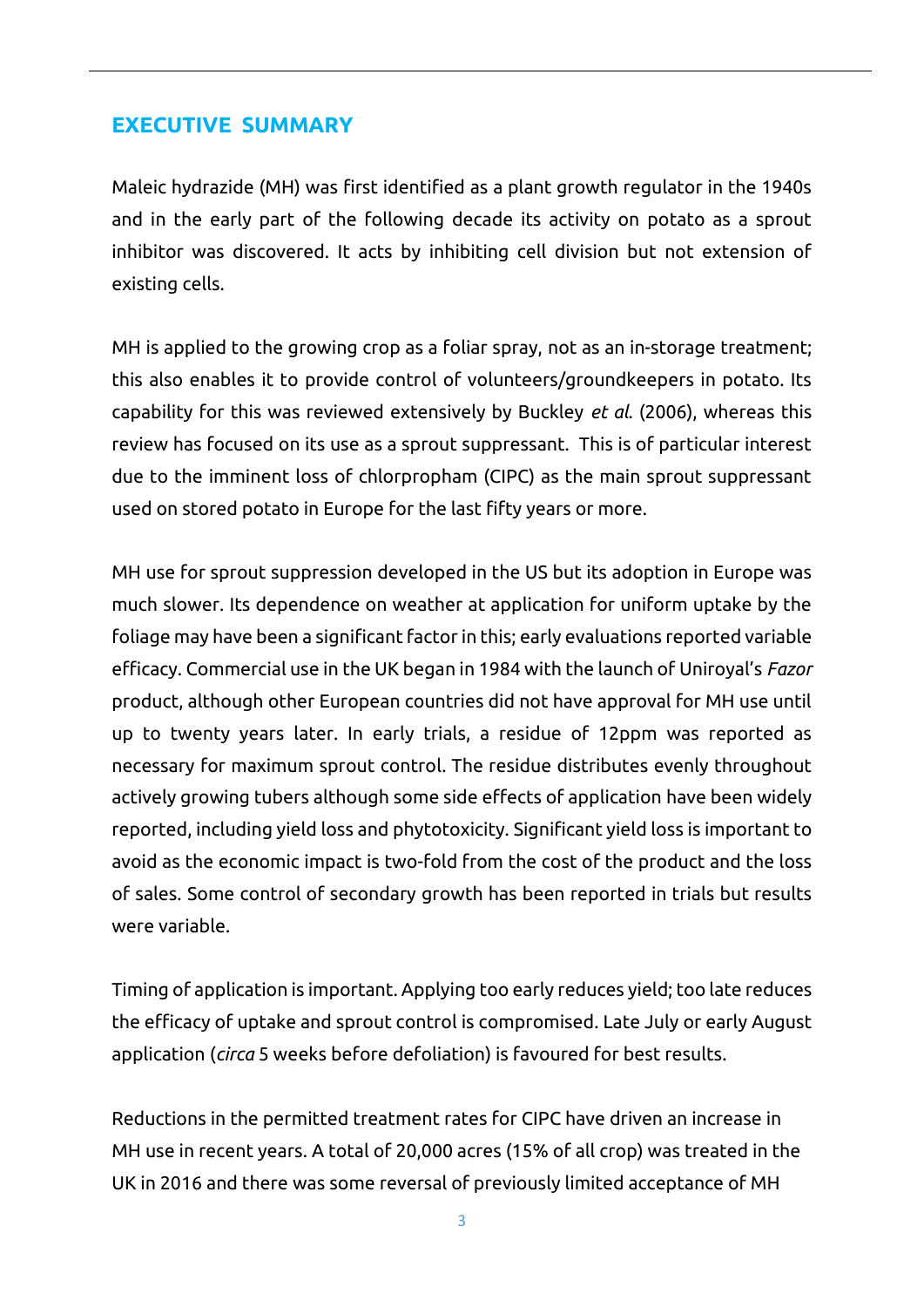## EXECUTIVE SUMMARY

Maleic hydrazide (MH) was first identified as a plant growth regulator in the 1940s and in the early part of the following decade its activity on potato as a sprout inhibitor was discovered. It acts by inhibiting cell division but not extension of existing cells.

MH is applied to the growing crop as a foliar spray, not as an in-storage treatment; this also enables it to provide control of volunteers/groundkeepers in potato. Its capability for this was reviewed extensively by Buckley *et al.* (2006), whereas this review has focused on its use as a sprout suppressant. This is of particular interest due to the imminent loss of chlorpropham (CIPC) as the main sprout suppressant used on stored potato in Europe for the last fifty years or more.

MH use for sprout suppression developed in the US but its adoption in Europe was much slower. Its dependence on weather at application for uniform uptake by the foliage may have been a significant factor in this; early evaluations reported variable efficacy. Commercial use in the UK began in 1984 with the launch of Uniroyal's *Fazor* product, although other European countries did not have approval for MH use until up to twenty years later. In early trials, a residue of 12ppm was reported as necessary for maximum sprout control. The residue distributes evenly throughout actively growing tubers although some side effects of application have been widely reported, including yield loss and phytotoxicity. Significant yield loss is important to avoid as the economic impact is two-fold from the cost of the product and the loss of sales. Some control of secondary growth has been reported in trials but results were variable.

Timing of application is important. Applying too early reduces yield; too late reduces the efficacy of uptake and sprout control is compromised. Late July or early August application (*circa* 5 weeks before defoliation) is favoured for best results.

Reductions in the permitted treatment rates for CIPC have driven an increase in MH use in recent years. A total of 20,000 acres (15% of all crop) was treated in the UK in 2016 and there was some reversal of previously limited acceptance of MH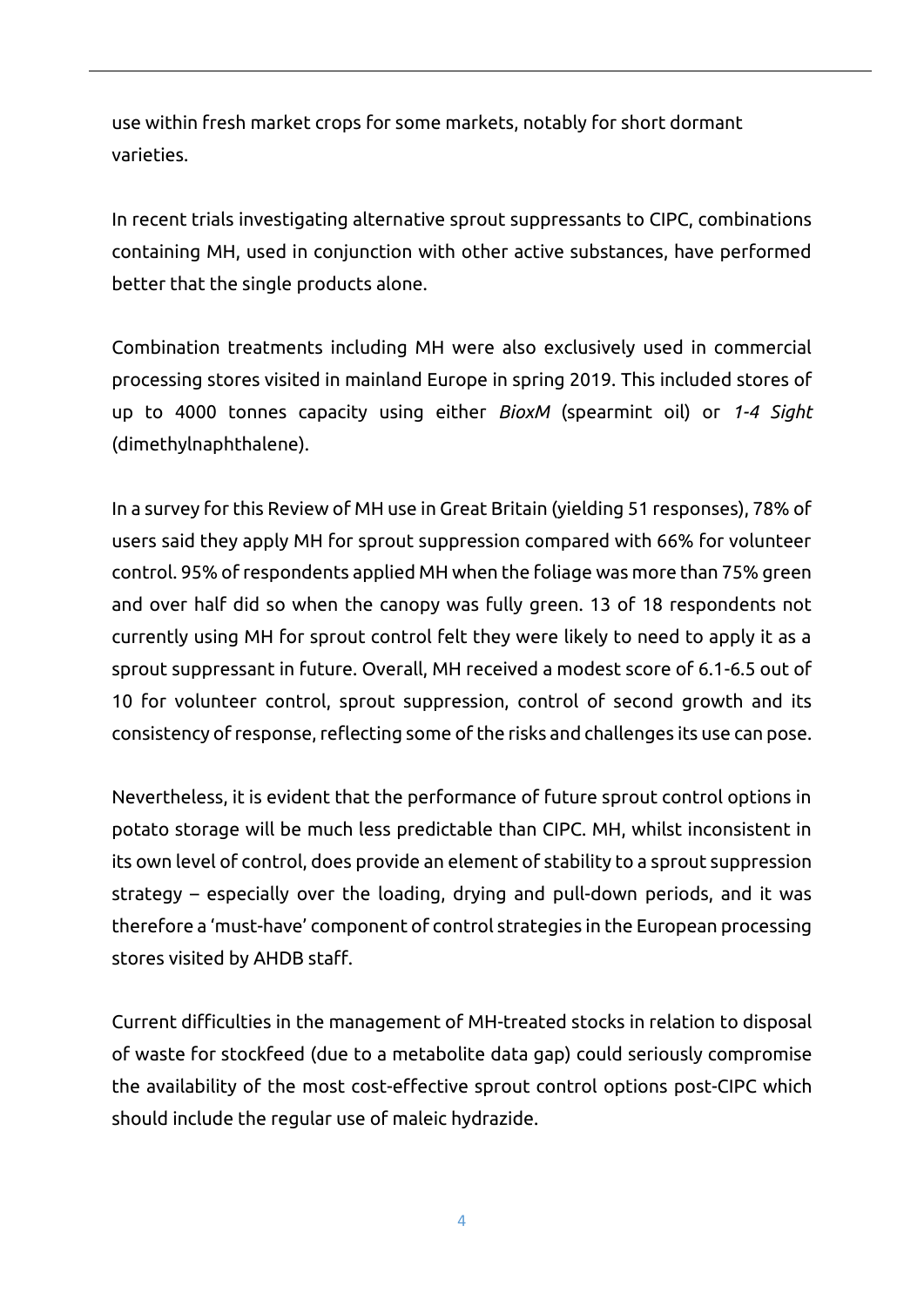use within fresh market crops for some markets, notably for short dormant varieties.

In recent trials investigating alternative sprout suppressants to CIPC, combinations containing MH, used in conjunction with other active substances, have performed better that the single products alone.

Combination treatments including MH were also exclusively used in commercial processing stores visited in mainland Europe in spring 2019. This included stores of up to 4000 tonnes capacity using either *BioxM* (spearmint oil) or *1-4 Sight* (dimethylnaphthalene).

In a survey for this Review of MH use in Great Britain (yielding 51 responses), 78% of users said they apply MH for sprout suppression compared with 66% for volunteer control. 95% of respondents applied MH when the foliage was more than 75% green and over half did so when the canopy was fully green. 13 of 18 respondents not currently using MH for sprout control felt they were likely to need to apply it as a sprout suppressant in future. Overall, MH received a modest score of 6.1-6.5 out of 10 for volunteer control, sprout suppression, control of second growth and its consistency of response, reflecting some of the risks and challenges its use can pose.

Nevertheless, it is evident that the performance of future sprout control options in potato storage will be much less predictable than CIPC. MH, whilst inconsistent in its own level of control, does provide an element of stability to a sprout suppression strategy – especially over the loading, drying and pull-down periods, and it was therefore a 'must-have' component of control strategies in the European processing stores visited by AHDB staff.

Current difficulties in the management of MH-treated stocks in relation to disposal of waste for stockfeed (due to a metabolite data gap) could seriously compromise the availability of the most cost-effective sprout control options post-CIPC which should include the regular use of maleic hydrazide.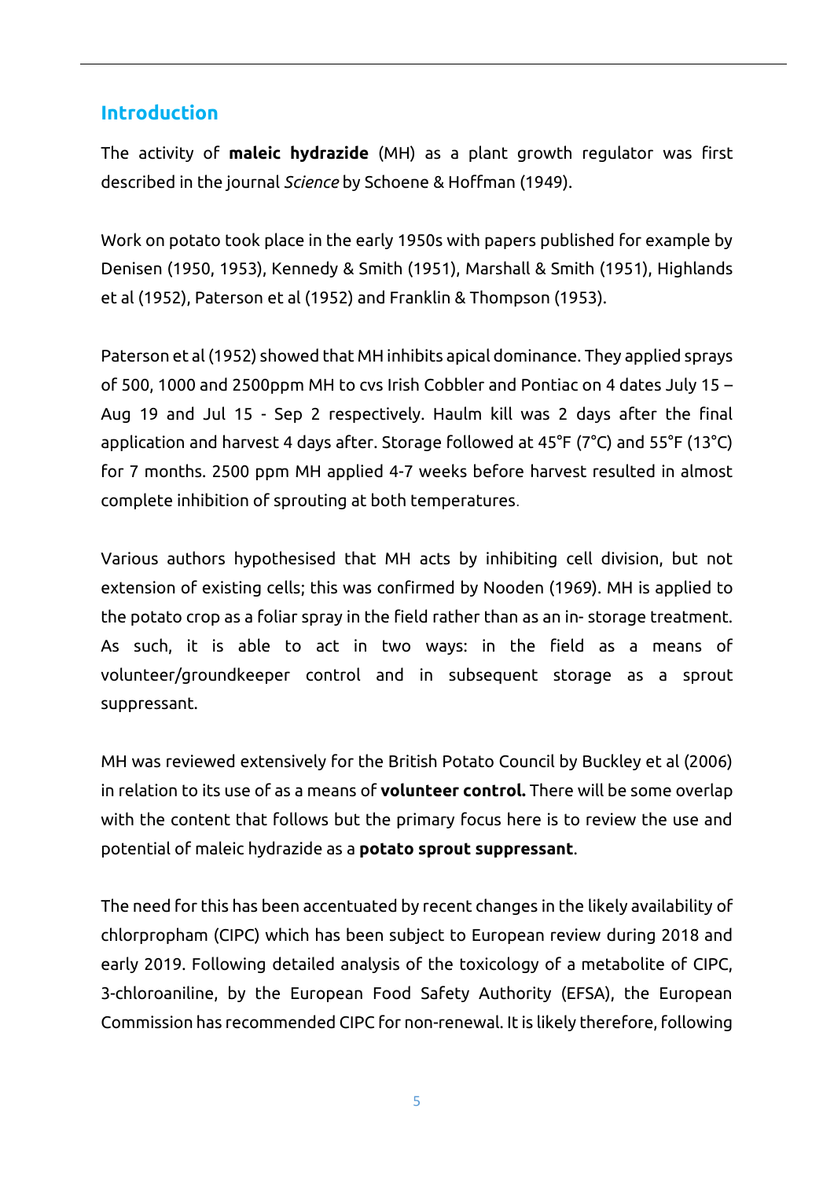## Introduction

The activity of **maleic hydrazide** (MH) as a plant growth regulator was first described in the journal *Science* by Schoene & Hoffman (1949).

Work on potato took place in the early 1950s with papers published for example by Denisen (1950, 1953), Kennedy & Smith (1951), Marshall & Smith (1951), Highlands et al (1952), Paterson et al (1952) and Franklin & Thompson (1953).

Paterson et al (1952) showed that MH inhibits apical dominance. They applied sprays of 500, 1000 and 2500ppm MH to cvs Irish Cobbler and Pontiac on 4 dates July 15 – Aug 19 and Jul 15 - Sep 2 respectively. Haulm kill was 2 days after the final application and harvest 4 days after. Storage followed at 45°F (7°C) and 55°F (13°C) for 7 months. 2500 ppm MH applied 4-7 weeks before harvest resulted in almost complete inhibition of sprouting at both temperatures.

Various authors hypothesised that MH acts by inhibiting cell division, but not extension of existing cells; this was confirmed by Nooden (1969). MH is applied to the potato crop as a foliar spray in the field rather than as an in- storage treatment. As such, it is able to act in two ways: in the field as a means of volunteer/groundkeeper control and in subsequent storage as a sprout suppressant.

MH was reviewed extensively for the British Potato Council by Buckley et al (2006) in relation to its use of as a means of **volunteer control.** There will be some overlap with the content that follows but the primary focus here is to review the use and potential of maleic hydrazide as a **potato sprout suppressant**.

The need for this has been accentuated by recent changes in the likely availability of chlorpropham (CIPC) which has been subject to European review during 2018 and early 2019. Following detailed analysis of the toxicology of a metabolite of CIPC, 3-chloroaniline, by the European Food Safety Authority (EFSA), the European Commission has recommended CIPC for non-renewal. It is likely therefore, following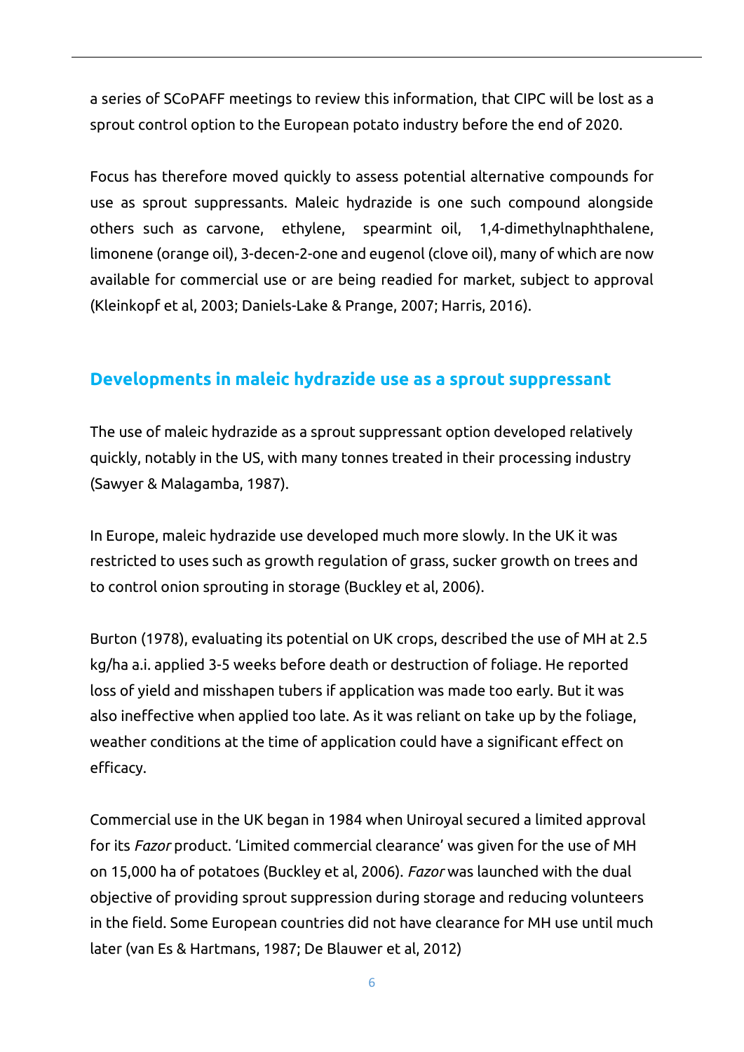a series of SCoPAFF meetings to review this information, that CIPC will be lost as a sprout control option to the European potato industry before the end of 2020.

Focus has therefore moved quickly to assess potential alternative compounds for use as sprout suppressants. Maleic hydrazide is one such compound alongside others such as carvone, ethylene, spearmint oil, 1,4-dimethylnaphthalene, limonene (orange oil), 3-decen-2-one and eugenol (clove oil), many of which are now available for commercial use or are being readied for market, subject to approval (Kleinkopf et al, 2003; Daniels-Lake & Prange, 2007; Harris, 2016).

## Developments in maleic hydrazide use as a sprout suppressant

The use of maleic hydrazide as a sprout suppressant option developed relatively quickly, notably in the US, with many tonnes treated in their processing industry (Sawyer & Malagamba, 1987).

In Europe, maleic hydrazide use developed much more slowly. In the UK it was restricted to uses such as growth regulation of grass, sucker growth on trees and to control onion sprouting in storage (Buckley et al, 2006).

Burton (1978), evaluating its potential on UK crops, described the use of MH at 2.5 kg/ha a.i. applied 3-5 weeks before death or destruction of foliage. He reported loss of yield and misshapen tubers if application was made too early. But it was also ineffective when applied too late. As it was reliant on take up by the foliage, weather conditions at the time of application could have a significant effect on efficacy.

Commercial use in the UK began in 1984 when Uniroyal secured a limited approval for its *Fazor* product. 'Limited commercial clearance' was given for the use of MH on 15,000 ha of potatoes (Buckley et al, 2006). *Fazor* was launched with the dual objective of providing sprout suppression during storage and reducing volunteers in the field. Some European countries did not have clearance for MH use until much later (van Es & Hartmans, 1987; De Blauwer et al, 2012)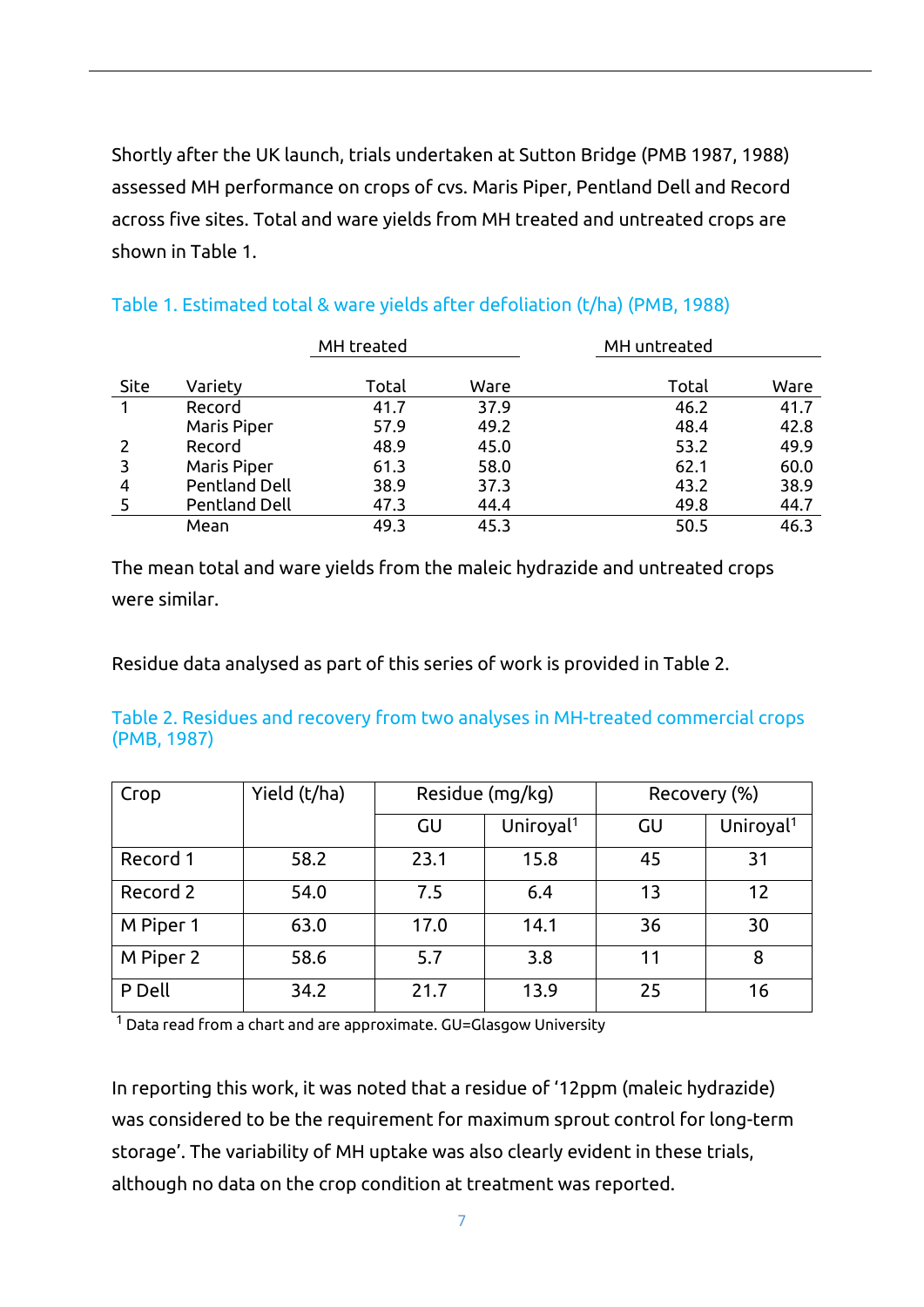Shortly after the UK launch, trials undertaken at Sutton Bridge (PMB 1987, 1988) assessed MH performance on crops of cvs. Maris Piper, Pentland Dell and Record across five sites. Total and ware yields from MH treated and untreated crops are shown in Table 1.

Table 1. Estimated total & ware yields after defoliation (t/ha) (PMB, 1988)

| | | MH treated | | MH untreated | |
|---|---|---|---|---|---|
| Site | Variety | Total | Ware | Total | Ware |
| 1 | Record | 41.7 | 37.9 | 46.2 | 41.7 |
| | Maris Piper | 57.9 | 49.2 | 48.4 | 42.8 |
| 2 | Record | 48.9 | 45.0 | 53.2 | 49.9 |
| 3 | Maris Piper | 61.3 | 58.0 | 62.1 | 60.0 |
| 4 | Pentland Dell | 38.9 | 37.3 | 43.2 | 38.9 |
| 5 | Pentland Dell | 47.3 | 44.4 | 49.8 | 44.7 |
| | Mean | 49.3 | 45.3 | 50.5 | 46.3 |

The mean total and ware yields from the maleic hydrazide and untreated crops were similar.

Residue data analysed as part of this series of work is provided in Table 2.

Table 2. Residues and recovery from two analyses in MH-treated commercial crops (PMB, 1987)

| Crop | Yield (t/ha) | Residue (mg/kg) | | Recovery (%) | |
|---|---|---|---|---|---|
| | | GU | Uniroyal[1] | GU | Uniroyal[1] |
| Record 1 | 58.2 | 23.1 | 15.8 | 45 | 31 |
| Record 2 | 54.0 | 7.5 | 6.4 | 13 | 12 |
| M Piper 1 | 63.0 | 17.0 | 14.1 | 36 | 30 |
| M Piper 2 | 58.6 | 5.7 | 3.8 | 11 | 8 |
| P Dell | 34.2 | 21.7 | 13.9 | 25 | 16 |

[1] Data read from a chart and are approximate. GU=Glasgow University

In reporting this work, it was noted that a residue of '12ppm (maleic hydrazide) was considered to be the requirement for maximum sprout control for long-term storage'. The variability of MH uptake was also clearly evident in these trials, although no data on the crop condition at treatment was reported.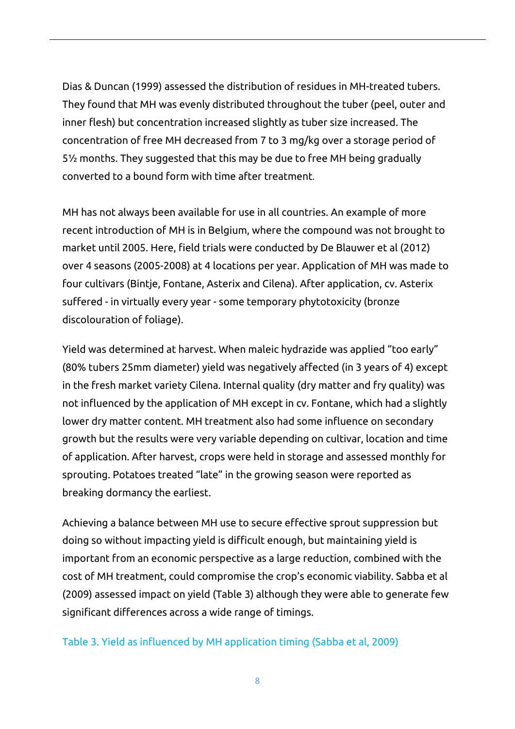Dias & Duncan (1999) assessed the distribution of residues in MH-treated tubers. They found that MH was evenly distributed throughout the tuber (peel, outer and inner flesh) but concentration increased slightly as tuber size increased. The concentration of free MH decreased from 7 to 3 mg/kg over a storage period of 5½ months. They suggested that this may be due to free MH being gradually converted to a bound form with time after treatment.

MH has not always been available for use in all countries. An example of more recent introduction of MH is in Belgium, where the compound was not brought to market until 2005. Here, field trials were conducted by De Blauwer et al (2012) over 4 seasons (2005-2008) at 4 locations per year. Application of MH was made to four cultivars (Bintje, Fontane, Asterix and Cilena). After application, cv. Asterix suffered - in virtually every year - some temporary phytotoxicity (bronze discolouration of foliage).

Yield was determined at harvest. When maleic hydrazide was applied "too early" (80% tubers 25mm diameter) yield was negatively affected (in 3 years of 4) except in the fresh market variety Cilena. Internal quality (dry matter and fry quality) was not influenced by the application of MH except in cv. Fontane, which had a slightly lower dry matter content. MH treatment also had some influence on secondary growth but the results were very variable depending on cultivar, location and time of application. After harvest, crops were held in storage and assessed monthly for sprouting. Potatoes treated "late" in the growing season were reported as breaking dormancy the earliest.

Achieving a balance between MH use to secure effective sprout suppression but doing so without impacting yield is difficult enough, but maintaining yield is important from an economic perspective as a large reduction, combined with the cost of MH treatment, could compromise the crop's economic viability. Sabba et al (2009) assessed impact on yield (Table 3) although they were able to generate few significant differences across a wide range of timings.

Table 3. Yield as influenced by MH application timing (Sabba et al, 2009)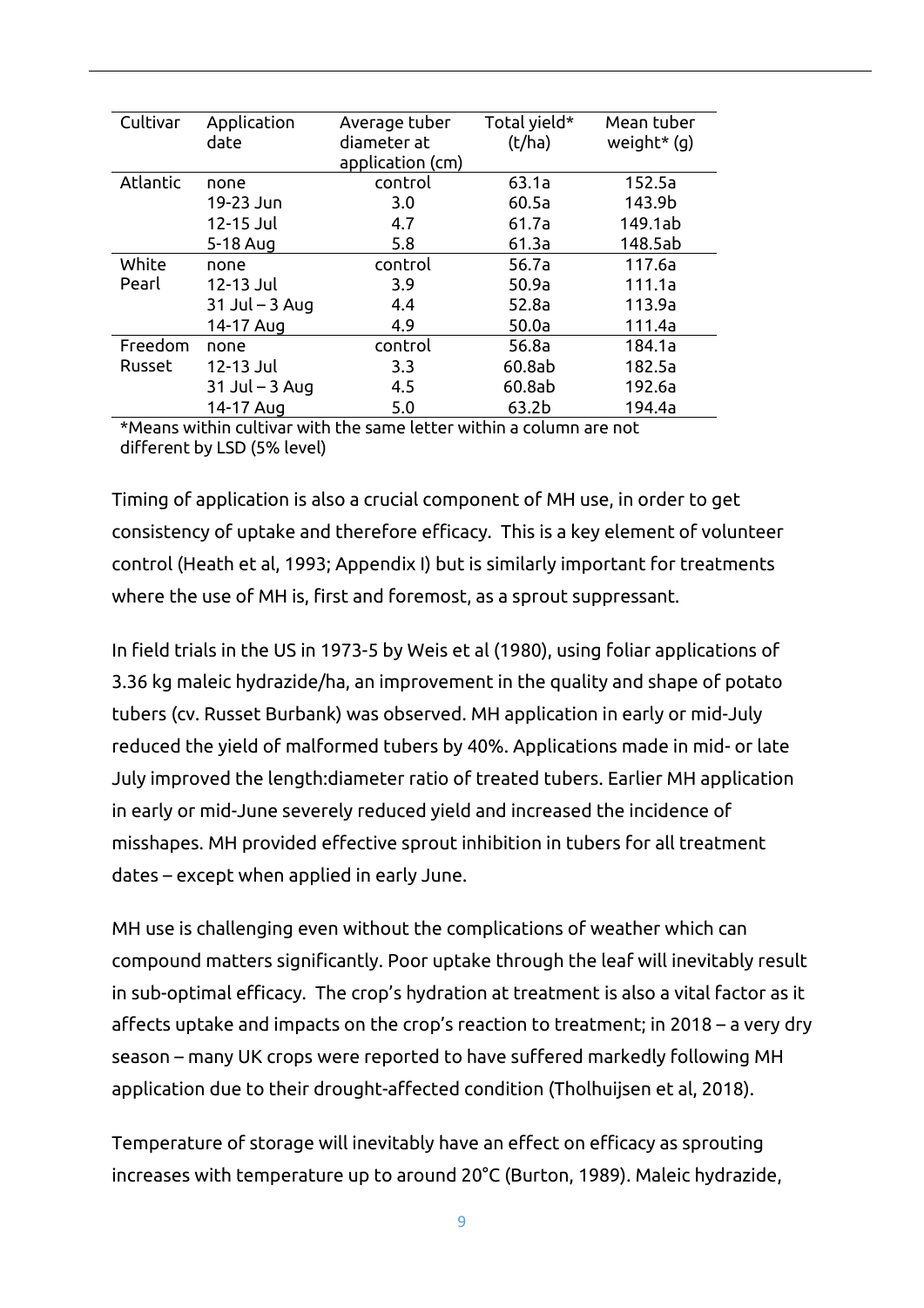| Cultivar | Application date | Average tuber diameter at application (cm) | Total yield* (t/ha) | Mean tuber weight* (g) |
|---|---|---|---|---|
| Atlantic | none | control | 63.1a | 152.5a |
| | 19-23 Jun | 3.0 | 60.5a | 143.9b |
| | 12-15 Jul | 4.7 | 61.7a | 149.1ab |
| | 5-18 Aug | 5.8 | 61.3a | 148.5ab |
| White Pearl | none | control | 56.7a | 117.6a |
| | 12-13 Jul | 3.9 | 50.9a | 111.1a |
| | 31 Jul – 3 Aug | 4.4 | 52.8a | 113.9a |
| | 14-17 Aug | 4.9 | 50.0a | 111.4a |
| Freedom Russet | none | control | 56.8a | 184.1a |
| | 12-13 Jul | 3.3 | 60.8ab | 182.5a |
| | 31 Jul – 3 Aug | 4.5 | 60.8ab | 192.6a |
| | 14-17 Aug | 5.0 | 63.2b | 194.4a |

*Means within cultivar with the same letter within a column are not different by LSD (5% level)

Timing of application is also a crucial component of MH use, in order to get consistency of uptake and therefore efficacy. This is a key element of volunteer control (Heath et al, 1993; Appendix I) but is similarly important for treatments where the use of MH is, first and foremost, as a sprout suppressant.

In field trials in the US in 1973-5 by Weis et al (1980), using foliar applications of 3.36 kg maleic hydrazide/ha, an improvement in the quality and shape of potato tubers (cv. Russet Burbank) was observed. MH application in early or mid-July reduced the yield of malformed tubers by 40%. Applications made in mid- or late July improved the length:diameter ratio of treated tubers. Earlier MH application in early or mid-June severely reduced yield and increased the incidence of misshapes. MH provided effective sprout inhibition in tubers for all treatment dates – except when applied in early June.

MH use is challenging even without the complications of weather which can compound matters significantly. Poor uptake through the leaf will inevitably result in sub-optimal efficacy. The crop's hydration at treatment is also a vital factor as it affects uptake and impacts on the crop's reaction to treatment; in 2018 – a very dry season – many UK crops were reported to have suffered markedly following MH application due to their drought-affected condition (Tholhuijsen et al, 2018).

Temperature of storage will inevitably have an effect on efficacy as sprouting increases with temperature up to around 20°C (Burton, 1989). Maleic hydrazide,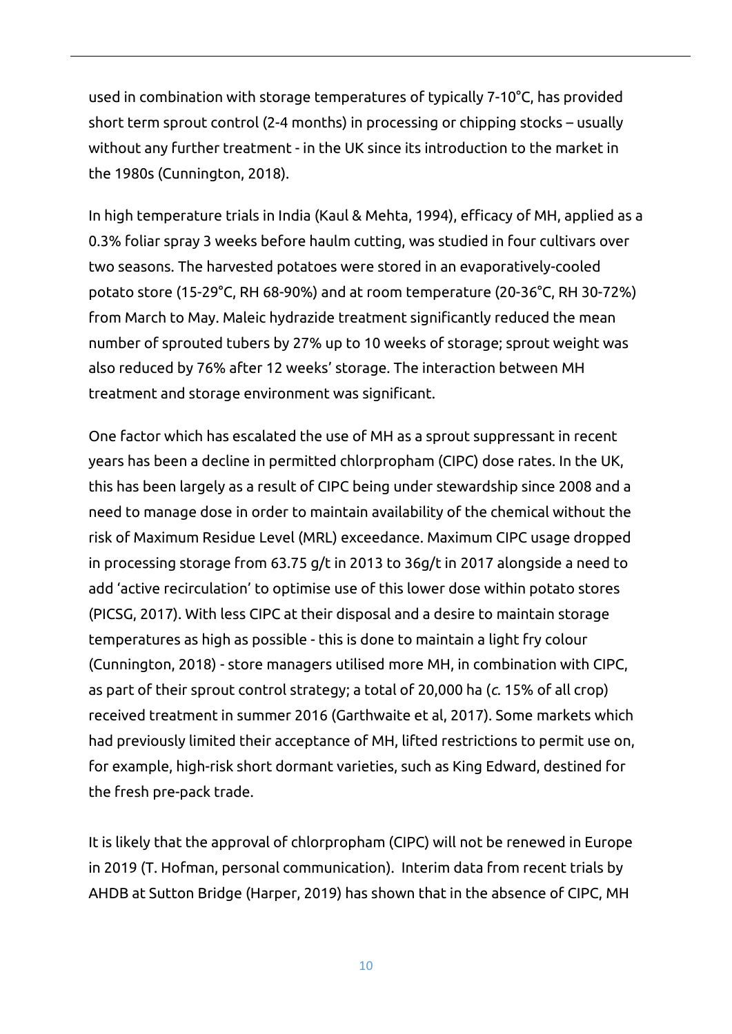used in combination with storage temperatures of typically 7-10°C, has provided short term sprout control (2-4 months) in processing or chipping stocks – usually without any further treatment - in the UK since its introduction to the market in the 1980s (Cunnington, 2018).

In high temperature trials in India (Kaul & Mehta, 1994), efficacy of MH, applied as a 0.3% foliar spray 3 weeks before haulm cutting, was studied in four cultivars over two seasons. The harvested potatoes were stored in an evaporatively-cooled potato store (15-29°C, RH 68-90%) and at room temperature (20-36°C, RH 30-72%) from March to May. Maleic hydrazide treatment significantly reduced the mean number of sprouted tubers by 27% up to 10 weeks of storage; sprout weight was also reduced by 76% after 12 weeks' storage. The interaction between MH treatment and storage environment was significant.

One factor which has escalated the use of MH as a sprout suppressant in recent years has been a decline in permitted chlorpropham (CIPC) dose rates. In the UK, this has been largely as a result of CIPC being under stewardship since 2008 and a need to manage dose in order to maintain availability of the chemical without the risk of Maximum Residue Level (MRL) exceedance. Maximum CIPC usage dropped in processing storage from 63.75 g/t in 2013 to 36g/t in 2017 alongside a need to add 'active recirculation' to optimise use of this lower dose within potato stores (PICSG, 2017). With less CIPC at their disposal and a desire to maintain storage temperatures as high as possible - this is done to maintain a light fry colour (Cunnington, 2018) - store managers utilised more MH, in combination with CIPC, as part of their sprout control strategy; a total of 20,000 ha (*c.* 15% of all crop) received treatment in summer 2016 (Garthwaite et al, 2017). Some markets which had previously limited their acceptance of MH, lifted restrictions to permit use on, for example, high-risk short dormant varieties, such as King Edward, destined for the fresh pre-pack trade.

It is likely that the approval of chlorpropham (CIPC) will not be renewed in Europe in 2019 (T. Hofman, personal communication). Interim data from recent trials by AHDB at Sutton Bridge (Harper, 2019) has shown that in the absence of CIPC, MH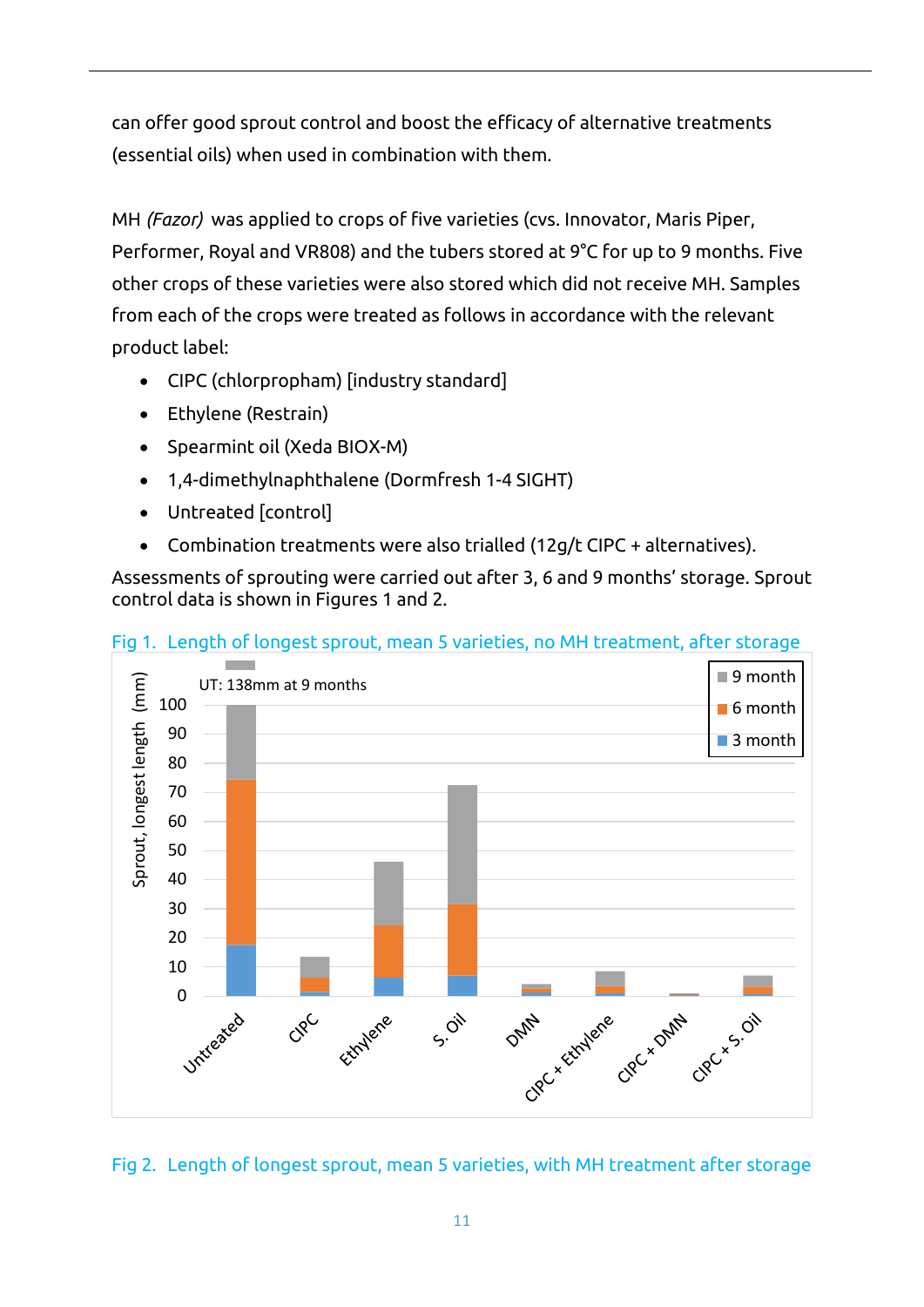can offer good sprout control and boost the efficacy of alternative treatments (essential oils) when used in combination with them.

MH *(Fazor)* was applied to crops of five varieties (cvs. Innovator, Maris Piper, Performer, Royal and VR808) and the tubers stored at 9°C for up to 9 months. Five other crops of these varieties were also stored which did not receive MH. Samples from each of the crops were treated as follows in accordance with the relevant product label:

- CIPC (chlorpropham) [industry standard]
- Ethylene (Restrain)
- Spearmint oil (Xeda BIOX-M)
- 1,4-dimethylnaphthalene (Dormfresh 1-4 SIGHT)
- Untreated [control]
- Combination treatments were also trialled (12g/t CIPC + alternatives).

Assessments of sprouting were carried out after 3, 6 and 9 months' storage. Sprout control data is shown in Figures 1 and 2.

Fig 1. Length of longest sprout, mean 5 varieties, no MH treatment, after storage

UT: 138mm at 9 months

Fig 2. Length of longest sprout, mean 5 varieties, with MH treatment after storage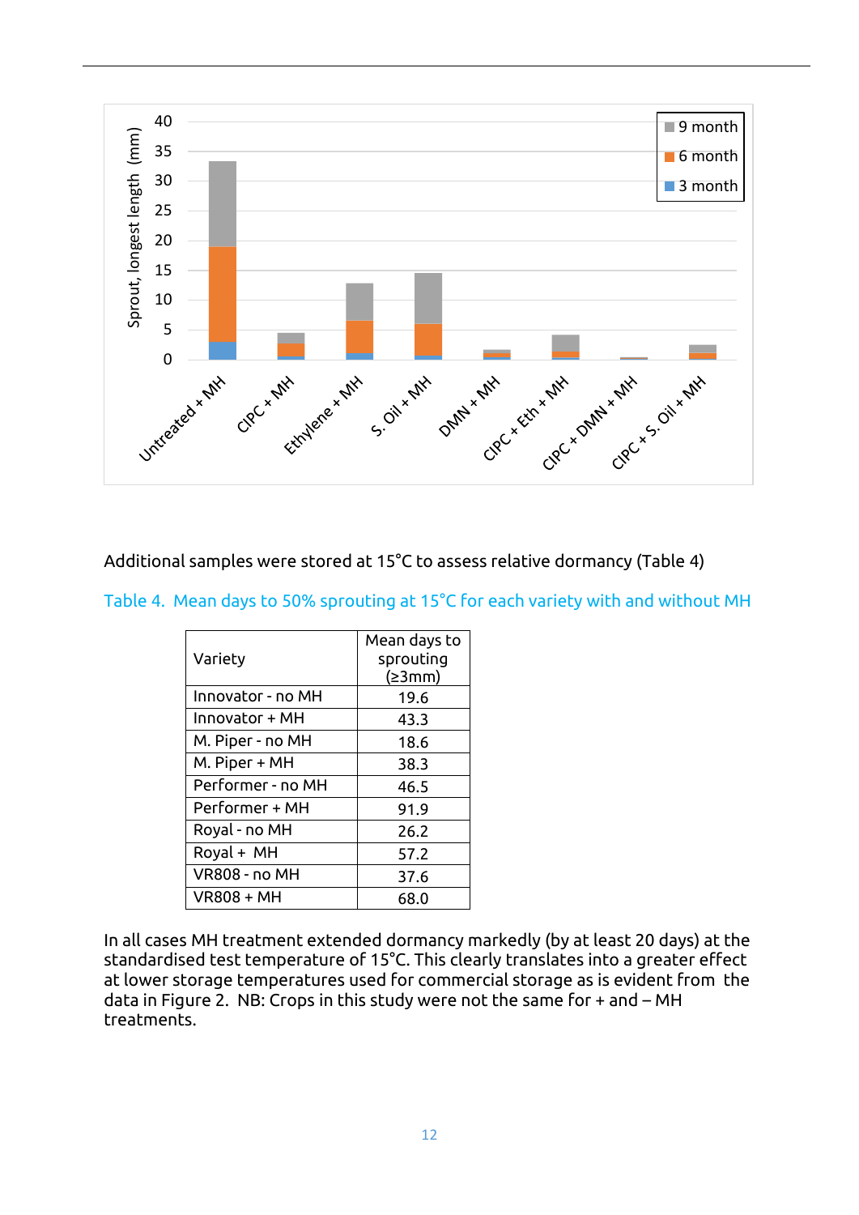Additional samples were stored at 15°C to assess relative dormancy (Table 4)

Table 4. Mean days to 50% sprouting at 15°C for each variety with and without MH

| Variety | Mean days to sprouting (≥3mm) |
|---|---|
| Innovator - no MH | 19.6 |
| Innovator + MH | 43.3 |
| M. Piper - no MH | 18.6 |
| M. Piper + MH | 38.3 |
| Performer - no MH | 46.5 |
| Performer + MH | 91.9 |
| Royal - no MH | 26.2 |
| Royal + MH | 57.2 |
| VR808 - no MH | 37.6 |
| VR808 + MH | 68.0 |

In all cases MH treatment extended dormancy markedly (by at least 20 days) at the standardised test temperature of 15°C. This clearly translates into a greater effect at lower storage temperatures used for commercial storage as is evident from the data in Figure 2. NB: Crops in this study were not the same for + and – MH treatments.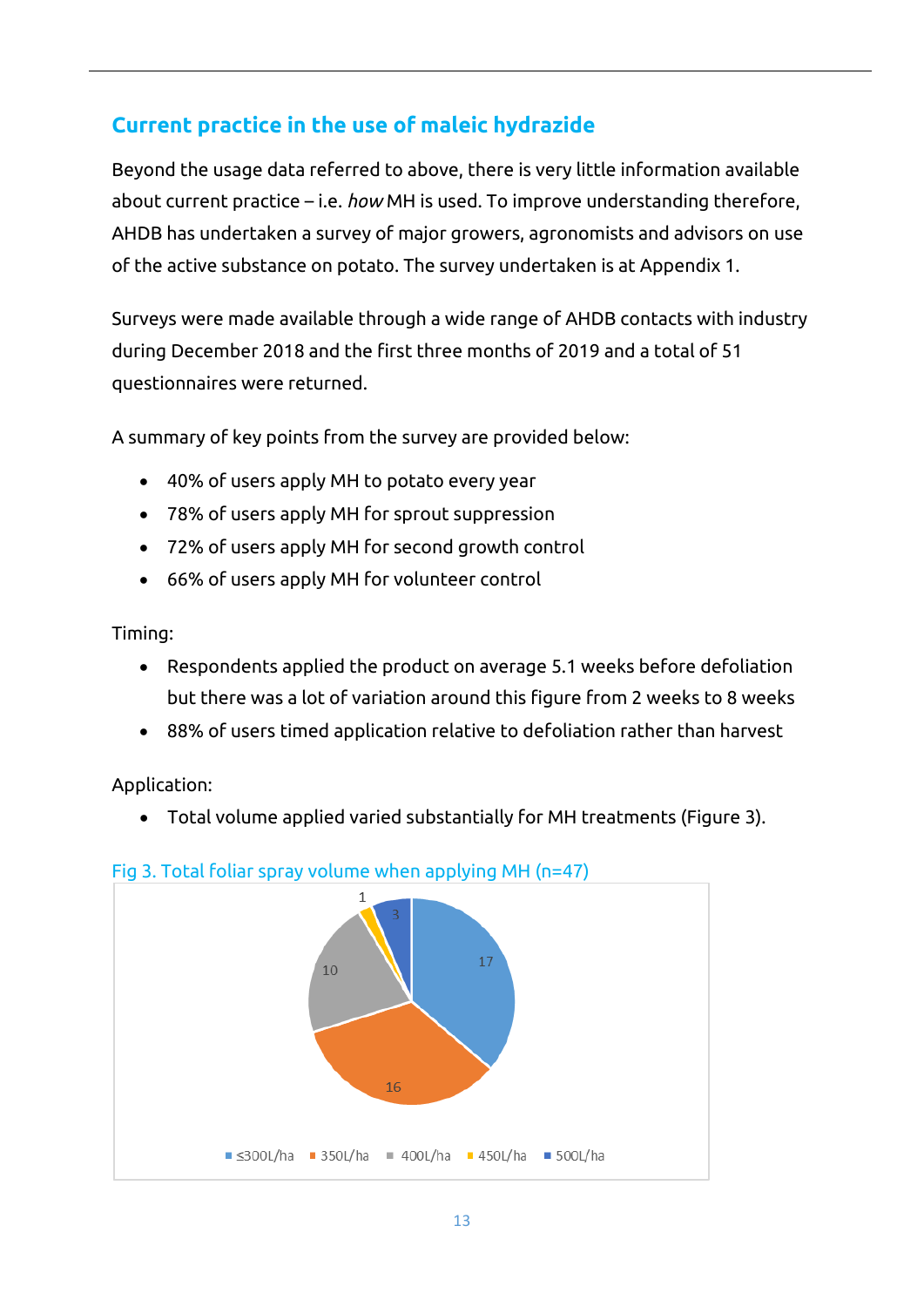## Current practice in the use of maleic hydrazide

Beyond the usage data referred to above, there is very little information available about current practice – i.e. *how* MH is used. To improve understanding therefore, AHDB has undertaken a survey of major growers, agronomists and advisors on use of the active substance on potato. The survey undertaken is at Appendix 1.

Surveys were made available through a wide range of AHDB contacts with industry during December 2018 and the first three months of 2019 and a total of 51 questionnaires were returned.

A summary of key points from the survey are provided below:

- 40% of users apply MH to potato every year
- 78% of users apply MH for sprout suppression
- 72% of users apply MH for second growth control
- 66% of users apply MH for volunteer control

Timing:

- Respondents applied the product on average 5.1 weeks before defoliation but there was a lot of variation around this figure from 2 weeks to 8 weeks
- 88% of users timed application relative to defoliation rather than harvest

Application:

- Total volume applied varied substantially for MH treatments (Figure 3).

Fig 3. Total foliar spray volume when applying MH (n=47)

| Total foliar spray volume | Number of respondents |
| --- | --- |
| ≤300L/ha | 17 |
| 350L/ha | 16 |
| 400L/ha | 10 |
| 450L/ha | 1 |
| 500L/ha | 3 |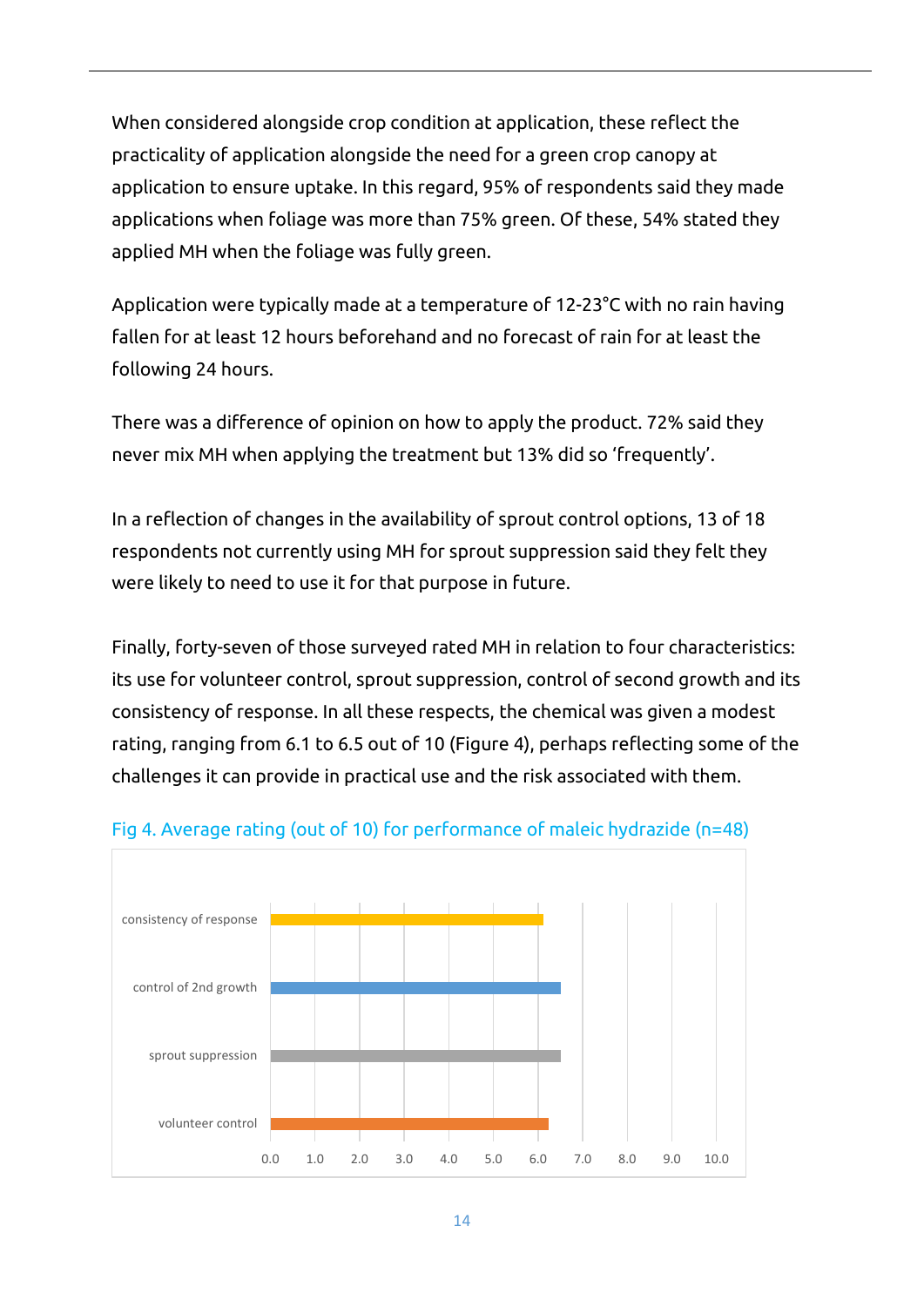When considered alongside crop condition at application, these reflect the practicality of application alongside the need for a green crop canopy at application to ensure uptake. In this regard, 95% of respondents said they made applications when foliage was more than 75% green. Of these, 54% stated they applied MH when the foliage was fully green.

Application were typically made at a temperature of 12-23°C with no rain having fallen for at least 12 hours beforehand and no forecast of rain for at least the following 24 hours.

There was a difference of opinion on how to apply the product. 72% said they never mix MH when applying the treatment but 13% did so 'frequently'.

In a reflection of changes in the availability of sprout control options, 13 of 18 respondents not currently using MH for sprout suppression said they felt they were likely to need to use it for that purpose in future.

Finally, forty-seven of those surveyed rated MH in relation to four characteristics: its use for volunteer control, sprout suppression, control of second growth and its consistency of response. In all these respects, the chemical was given a modest rating, ranging from 6.1 to 6.5 out of 10 (Figure 4), perhaps reflecting some of the challenges it can provide in practical use and the risk associated with them.

Fig 4. Average rating (out of 10) for performance of maleic hydrazide (n=48)

| Characteristic | Average rating (out of 10) |
|---|---|
| consistency of response | ~6.1 |
| control of 2nd growth | ~6.5 |
| sprout suppression | ~6.5 |
| volunteer control | ~6.2 |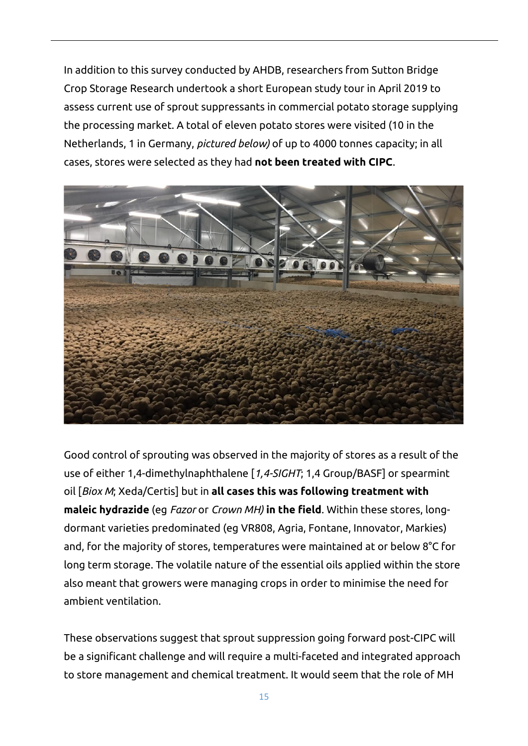In addition to this survey conducted by AHDB, researchers from Sutton Bridge Crop Storage Research undertook a short European study tour in April 2019 to assess current use of sprout suppressants in commercial potato storage supplying the processing market. A total of eleven potato stores were visited (10 in the Netherlands, 1 in Germany, *pictured below)* of up to 4000 tonnes capacity; in all cases, stores were selected as they had **not been treated with CIPC**.

Good control of sprouting was observed in the majority of stores as a result of the use of either 1,4-dimethylnaphthalene [*1,4-SIGHT*; 1,4 Group/BASF] or spearmint oil [*Biox M*; Xeda/Certis] but in **all cases this was following treatment with maleic hydrazide** (eg *Fazor* or *Crown MH)* **in the field**. Within these stores, long-dormant varieties predominated (eg VR808, Agria, Fontane, Innovator, Markies) and, for the majority of stores, temperatures were maintained at or below 8°C for long term storage. The volatile nature of the essential oils applied within the store also meant that growers were managing crops in order to minimise the need for ambient ventilation.

These observations suggest that sprout suppression going forward post-CIPC will be a significant challenge and will require a multi-faceted and integrated approach to store management and chemical treatment. It would seem that the role of MH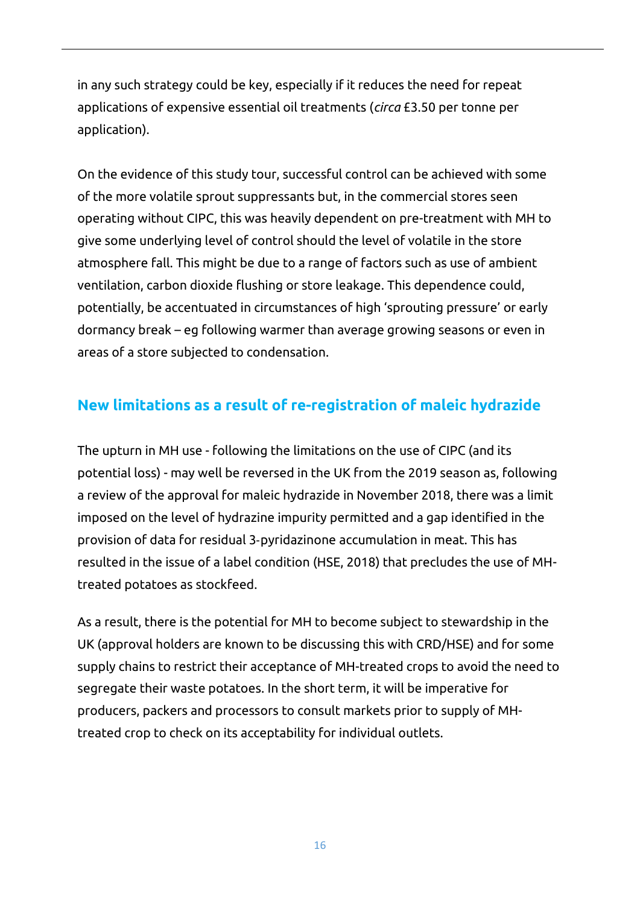in any such strategy could be key, especially if it reduces the need for repeat applications of expensive essential oil treatments (*circa* £3.50 per tonne per application).

On the evidence of this study tour, successful control can be achieved with some of the more volatile sprout suppressants but, in the commercial stores seen operating without CIPC, this was heavily dependent on pre-treatment with MH to give some underlying level of control should the level of volatile in the store atmosphere fall. This might be due to a range of factors such as use of ambient ventilation, carbon dioxide flushing or store leakage. This dependence could, potentially, be accentuated in circumstances of high 'sprouting pressure' or early dormancy break – eg following warmer than average growing seasons or even in areas of a store subjected to condensation.

## New limitations as a result of re-registration of maleic hydrazide

The upturn in MH use - following the limitations on the use of CIPC (and its potential loss) - may well be reversed in the UK from the 2019 season as, following a review of the approval for maleic hydrazide in November 2018, there was a limit imposed on the level of hydrazine impurity permitted and a gap identified in the provision of data for residual 3-pyridazinone accumulation in meat. This has resulted in the issue of a label condition (HSE, 2018) that precludes the use of MH-treated potatoes as stockfeed.

As a result, there is the potential for MH to become subject to stewardship in the UK (approval holders are known to be discussing this with CRD/HSE) and for some supply chains to restrict their acceptance of MH-treated crops to avoid the need to segregate their waste potatoes. In the short term, it will be imperative for producers, packers and processors to consult markets prior to supply of MH-treated crop to check on its acceptability for individual outlets.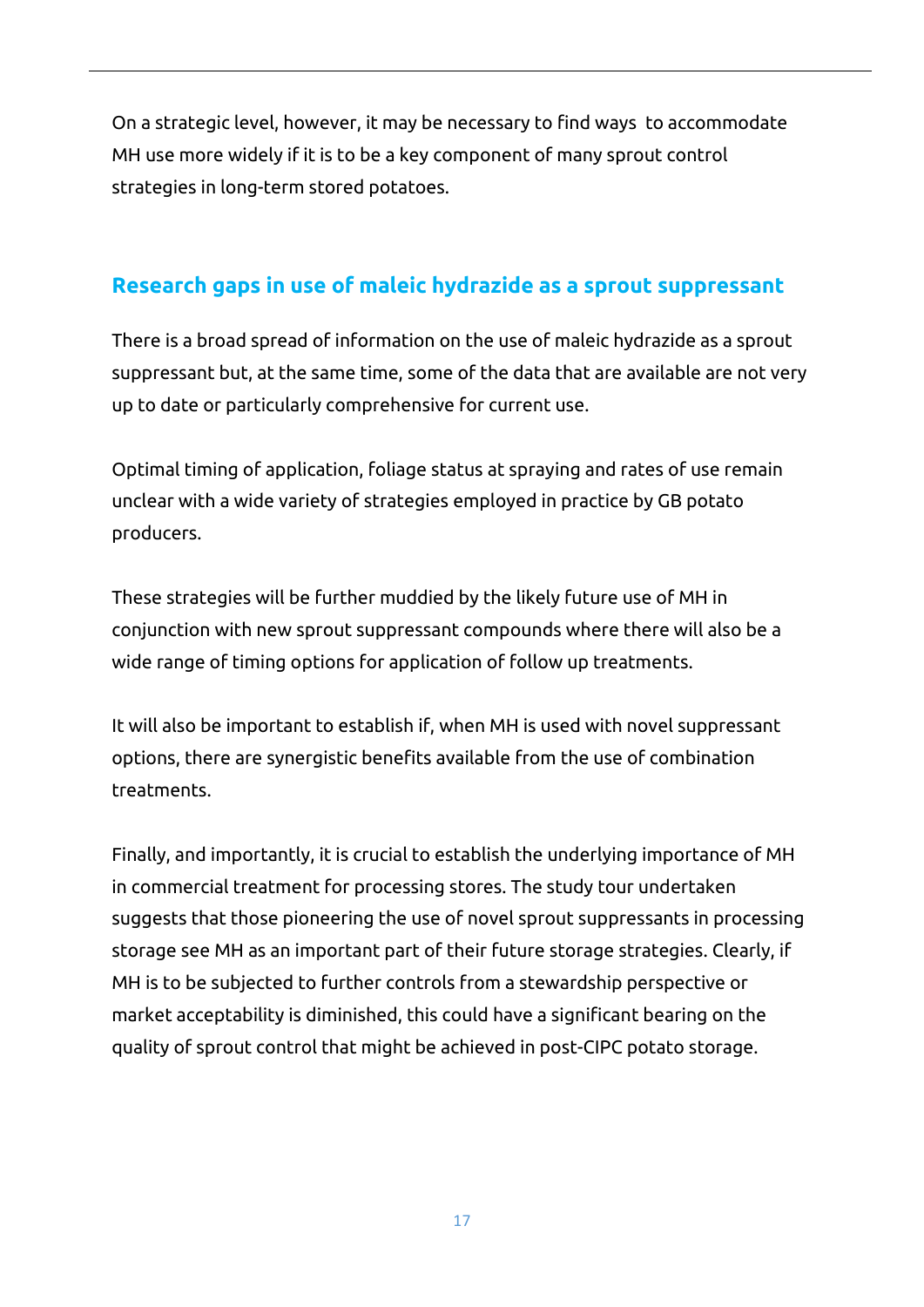On a strategic level, however, it may be necessary to find ways to accommodate MH use more widely if it is to be a key component of many sprout control strategies in long-term stored potatoes.

## Research gaps in use of maleic hydrazide as a sprout suppressant

There is a broad spread of information on the use of maleic hydrazide as a sprout suppressant but, at the same time, some of the data that are available are not very up to date or particularly comprehensive for current use.

Optimal timing of application, foliage status at spraying and rates of use remain unclear with a wide variety of strategies employed in practice by GB potato producers.

These strategies will be further muddied by the likely future use of MH in conjunction with new sprout suppressant compounds where there will also be a wide range of timing options for application of follow up treatments.

It will also be important to establish if, when MH is used with novel suppressant options, there are synergistic benefits available from the use of combination treatments.

Finally, and importantly, it is crucial to establish the underlying importance of MH in commercial treatment for processing stores. The study tour undertaken suggests that those pioneering the use of novel sprout suppressants in processing storage see MH as an important part of their future storage strategies. Clearly, if MH is to be subjected to further controls from a stewardship perspective or market acceptability is diminished, this could have a significant bearing on the quality of sprout control that might be achieved in post-CIPC potato storage.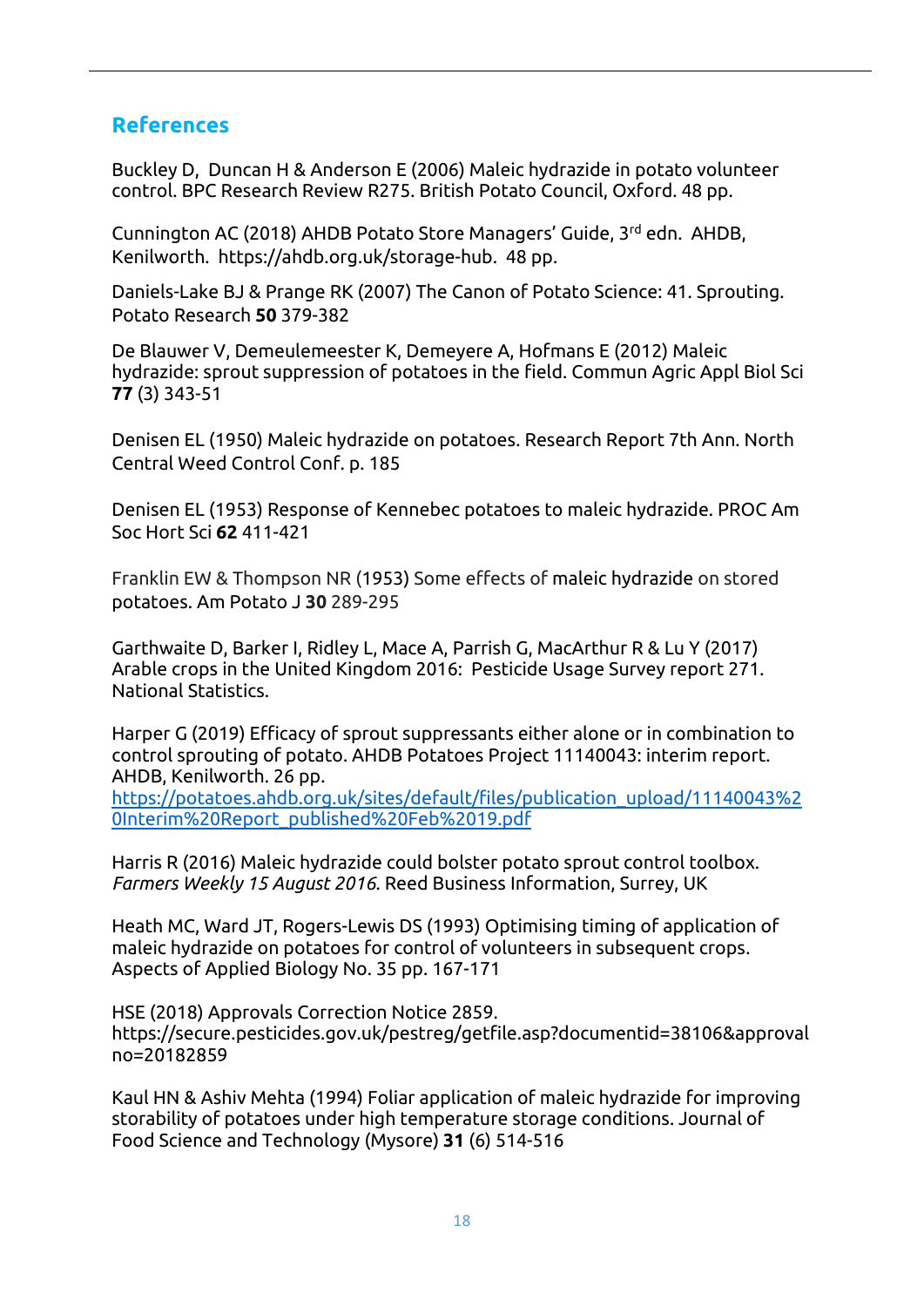## References

Buckley D, Duncan H & Anderson E (2006) Maleic hydrazide in potato volunteer control. BPC Research Review R275. British Potato Council, Oxford. 48 pp.

Cunnington AC (2018) AHDB Potato Store Managers' Guide, 3rd edn. AHDB, Kenilworth. https://ahdb.org.uk/storage-hub. 48 pp.

Daniels-Lake BJ & Prange RK (2007) The Canon of Potato Science: 41. Sprouting. Potato Research **50** 379-382

De Blauwer V, Demeulemeester K, Demeyere A, Hofmans E (2012) Maleic hydrazide: sprout suppression of potatoes in the field. Commun Agric Appl Biol Sci **77** (3) 343-51

Denisen EL (1950) Maleic hydrazide on potatoes. Research Report 7th Ann. North Central Weed Control Conf. p. 185

Denisen EL (1953) Response of Kennebec potatoes to maleic hydrazide. PROC Am Soc Hort Sci **62** 411-421

Franklin EW & Thompson NR (1953) Some effects of maleic hydrazide on stored potatoes. Am Potato J **30** 289-295

Garthwaite D, Barker I, Ridley L, Mace A, Parrish G, MacArthur R & Lu Y (2017) Arable crops in the United Kingdom 2016: Pesticide Usage Survey report 271. National Statistics.

Harper G (2019) Efficacy of sprout suppressants either alone or in combination to control sprouting of potato. AHDB Potatoes Project 11140043: interim report. AHDB, Kenilworth. 26 pp. https://potatoes.ahdb.org.uk/sites/default/files/publication_upload/11140043%20Interim%20Report_published%20Feb%2019.pdf

Harris R (2016) Maleic hydrazide could bolster potato sprout control toolbox. *Farmers Weekly 15 August 2016*. Reed Business Information, Surrey, UK

Heath MC, Ward JT, Rogers-Lewis DS (1993) Optimising timing of application of maleic hydrazide on potatoes for control of volunteers in subsequent crops. Aspects of Applied Biology No. 35 pp. 167-171

HSE (2018) Approvals Correction Notice 2859. https://secure.pesticides.gov.uk/pestreg/getfile.asp?documentid=38106&approvalno=20182859

Kaul HN & Ashiv Mehta (1994) Foliar application of maleic hydrazide for improving storability of potatoes under high temperature storage conditions. Journal of Food Science and Technology (Mysore) **31** (6) 514-516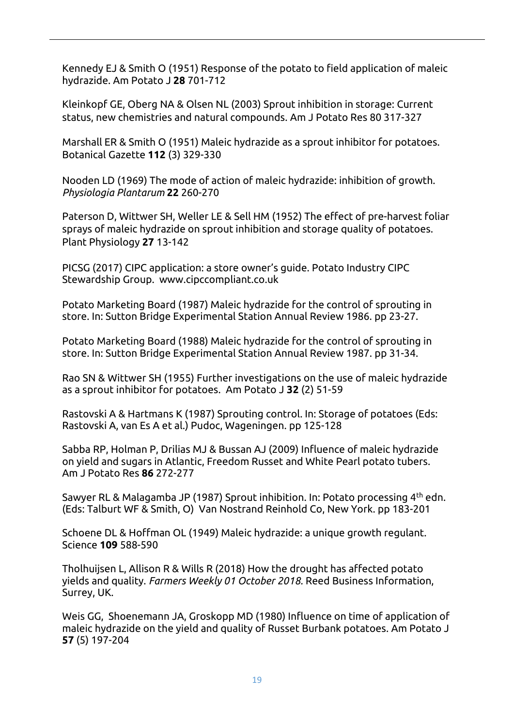Kennedy EJ & Smith O (1951) Response of the potato to field application of maleic hydrazide. Am Potato J **28** 701-712

Kleinkopf GE, Oberg NA & Olsen NL (2003) Sprout inhibition in storage: Current status, new chemistries and natural compounds. Am J Potato Res 80 317-327

Marshall ER & Smith O (1951) Maleic hydrazide as a sprout inhibitor for potatoes. Botanical Gazette **112** (3) 329-330

Nooden LD (1969) The mode of action of maleic hydrazide: inhibition of growth. *Physiologia Plantarum* **22** 260-270

Paterson D, Wittwer SH, Weller LE & Sell HM (1952) The effect of pre-harvest foliar sprays of maleic hydrazide on sprout inhibition and storage quality of potatoes. Plant Physiology **27** 13-142

PICSG (2017) CIPC application: a store owner's guide. Potato Industry CIPC Stewardship Group. www.cipccompliant.co.uk

Potato Marketing Board (1987) Maleic hydrazide for the control of sprouting in store. In: Sutton Bridge Experimental Station Annual Review 1986. pp 23-27.

Potato Marketing Board (1988) Maleic hydrazide for the control of sprouting in store. In: Sutton Bridge Experimental Station Annual Review 1987. pp 31-34.

Rao SN & Wittwer SH (1955) Further investigations on the use of maleic hydrazide as a sprout inhibitor for potatoes. Am Potato J **32** (2) 51-59

Rastovski A & Hartmans K (1987) Sprouting control. In: Storage of potatoes (Eds: Rastovski A, van Es A et al.) Pudoc, Wageningen. pp 125-128

Sabba RP, Holman P, Drilias MJ & Bussan AJ (2009) Influence of maleic hydrazide on yield and sugars in Atlantic, Freedom Russet and White Pearl potato tubers. Am J Potato Res **86** 272-277

Sawyer RL & Malagamba JP (1987) Sprout inhibition. In: Potato processing 4th edn. (Eds: Talburt WF & Smith, O) Van Nostrand Reinhold Co, New York. pp 183-201

Schoene DL & Hoffman OL (1949) Maleic hydrazide: a unique growth regulant. Science **109** 588-590

Tholhuijsen L, Allison R & Wills R (2018) How the drought has affected potato yields and quality. *Farmers Weekly 01 October 2018.* Reed Business Information, Surrey, UK.

Weis GG, Shoenemann JA, Groskopp MD (1980) Influence on time of application of maleic hydrazide on the yield and quality of Russet Burbank potatoes. Am Potato J **57** (5) 197-204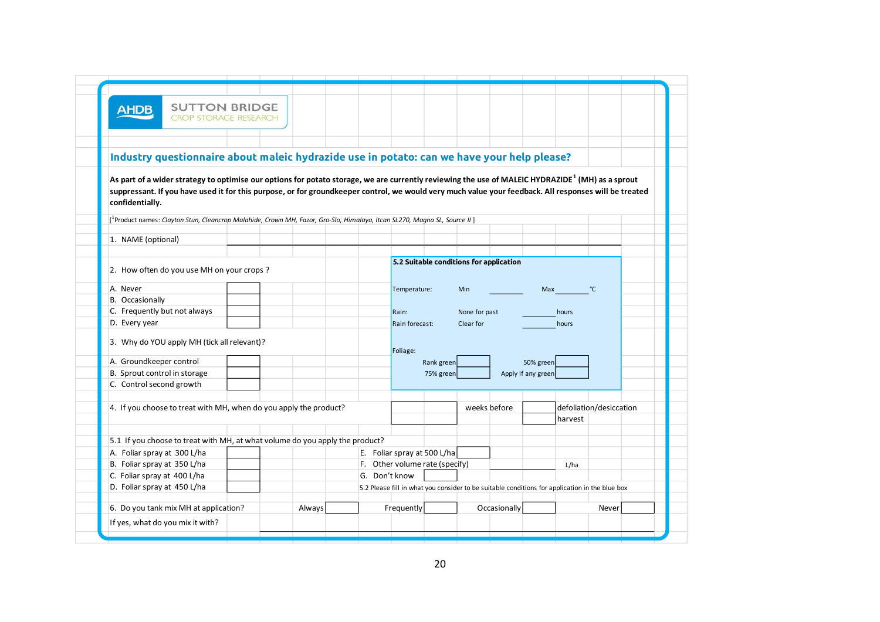AHDB | SUTTON BRIDGE CROP STORAGE RESEARCH

## Industry questionnaire about maleic hydrazide use in potato: can we have your help please?

**As part of a wider strategy to optimise our options for potato storage, we are currently reviewing the use of MALEIC HYDRAZIDE[1] (MH) as a sprout suppressant. If you have used it for this purpose, or for groundkeeper control, we would very much value your feedback. All responses will be treated confidentially.**

[[1]Product names: *Clayton Stun, Cleancrop Malahide, Crown MH, Fazor, Gro-Slo, Himalaya, Itcan SL270, Magna SL, Source II* ]

1. NAME (optional) ____________________

2. How often do you use MH on your crops ?

- A. Never ☐
- B. Occasionally ☐
- C. Frequently but not always ☐
- D. Every year ☐

3. Why do YOU apply MH (tick all relevant)?

- A. Groundkeeper control ☐
- B. Sprout control in storage ☐
- C. Control second growth ☐

**5.2 Suitable conditions for application**

| | | | | |
|---|---|---|---|---|
| Temperature: | Min | ______ | Max ______ | °C |
| Rain: | None for past | ______ | hours | |
| Rain forecast: | Clear for | ______ | hours | |
| Foliage: | | | | |
| | Rank green ☐ | | 50% green ☐ | |
| | 75% green ☐ | | Apply if any green ☐ | |

4. If you choose to treat with MH, when do you apply the product?

| | | | |
|---|---|---|---|
| ☐ | weeks before | ☐ | defoliation/desiccation |
| | | ☐ | harvest |

5.1 If you choose to treat with MH, at what volume do you apply the product?

- A. Foliar spray at 300 L/ha ☐
- B. Foliar spray at 350 L/ha ☐
- C. Foliar spray at 400 L/ha ☐
- D. Foliar spray at 450 L/ha ☐
- E. Foliar spray at 500 L/ha ☐
- F. Other volume rate (specify) ______ L/ha
- G. Don't know

5.2 Please fill in what you consider to be suitable conditions for application in the blue box

6. Do you tank mix MH at application? Always ☐ Frequently ☐ Occasionally ☐ Never ☐

If yes, what do you mix it with? ____________________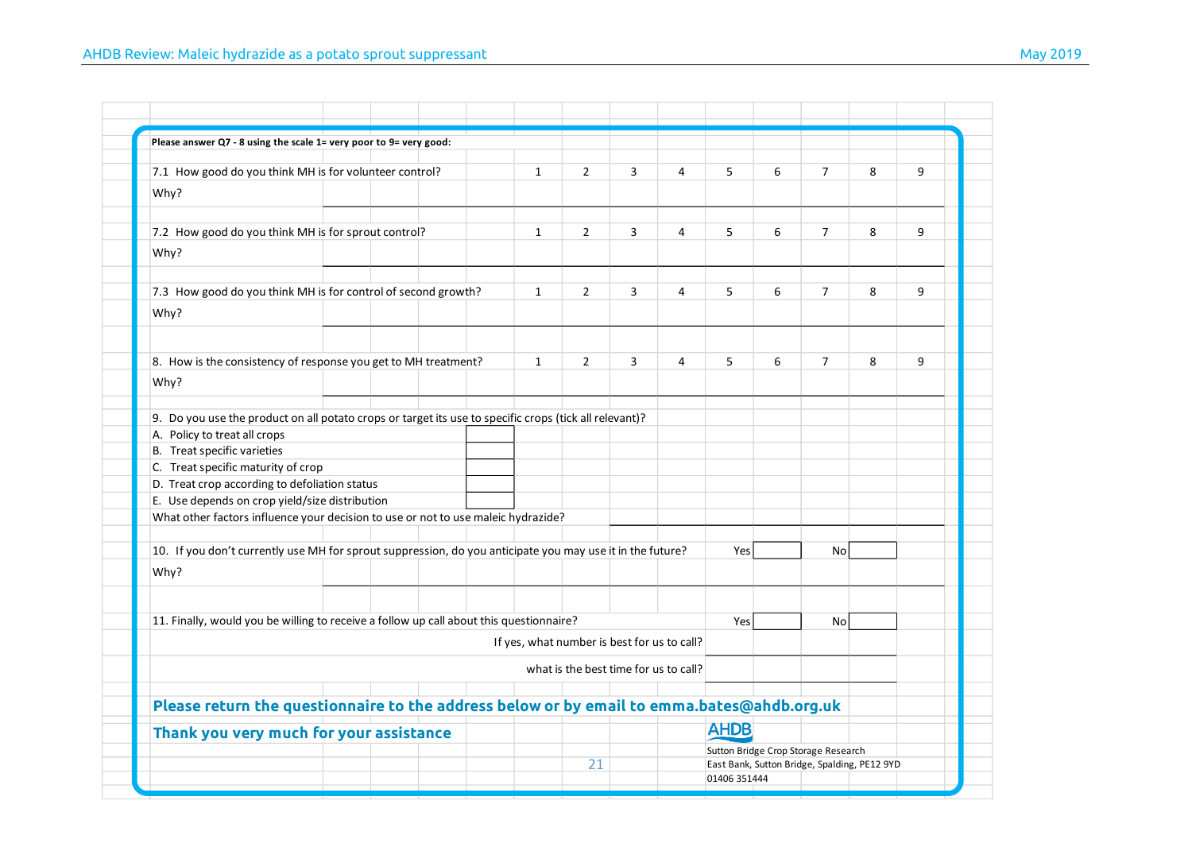**Please answer Q7 - 8 using the scale 1= very poor to 9= very good:**

| | 1 | 2 | 3 | 4 | 5 | 6 | 7 | 8 | 9 |
|---|---|---|---|---|---|---|---|---|---|
| 7.1 How good do you think MH is for volunteer control? | 1 | 2 | 3 | 4 | 5 | 6 | 7 | 8 | 9 |
| Why? | | | | | | | | | |
| 7.2 How good do you think MH is for sprout control? | 1 | 2 | 3 | 4 | 5 | 6 | 7 | 8 | 9 |
| Why? | | | | | | | | | |
| 7.3 How good do you think MH is for control of second growth? | 1 | 2 | 3 | 4 | 5 | 6 | 7 | 8 | 9 |
| Why? | | | | | | | | | |
| 8. How is the consistency of response you get to MH treatment? | 1 | 2 | 3 | 4 | 5 | 6 | 7 | 8 | 9 |
| Why? | | | | | | | | | |

9. Do you use the product on all potato crops or target its use to specific crops (tick all relevant)?

A. Policy to treat all crops ☐
B. Treat specific varieties ☐
C. Treat specific maturity of crop ☐
D. Treat crop according to defoliation status ☐
E. Use depends on crop yield/size distribution ☐

What other factors influence your decision to use or not to use maleic hydrazide? ____________

10. If you don't currently use MH for sprout suppression, do you anticipate you may use it in the future? Yes ☐ No ☐

Why? ____________

11. Finally, would you be willing to receive a follow up call about this questionnaire? Yes ☐ No ☐

If yes, what number is best for us to call? ____________

what is the best time for us to call? ____________

**Please return the questionnaire to the address below or by email to emma.bates@ahdb.org.uk**

**Thank you very much for your assistance**

AHDB
Sutton Bridge Crop Storage Research
East Bank, Sutton Bridge, Spalding, PE12 9YD
01406 351444